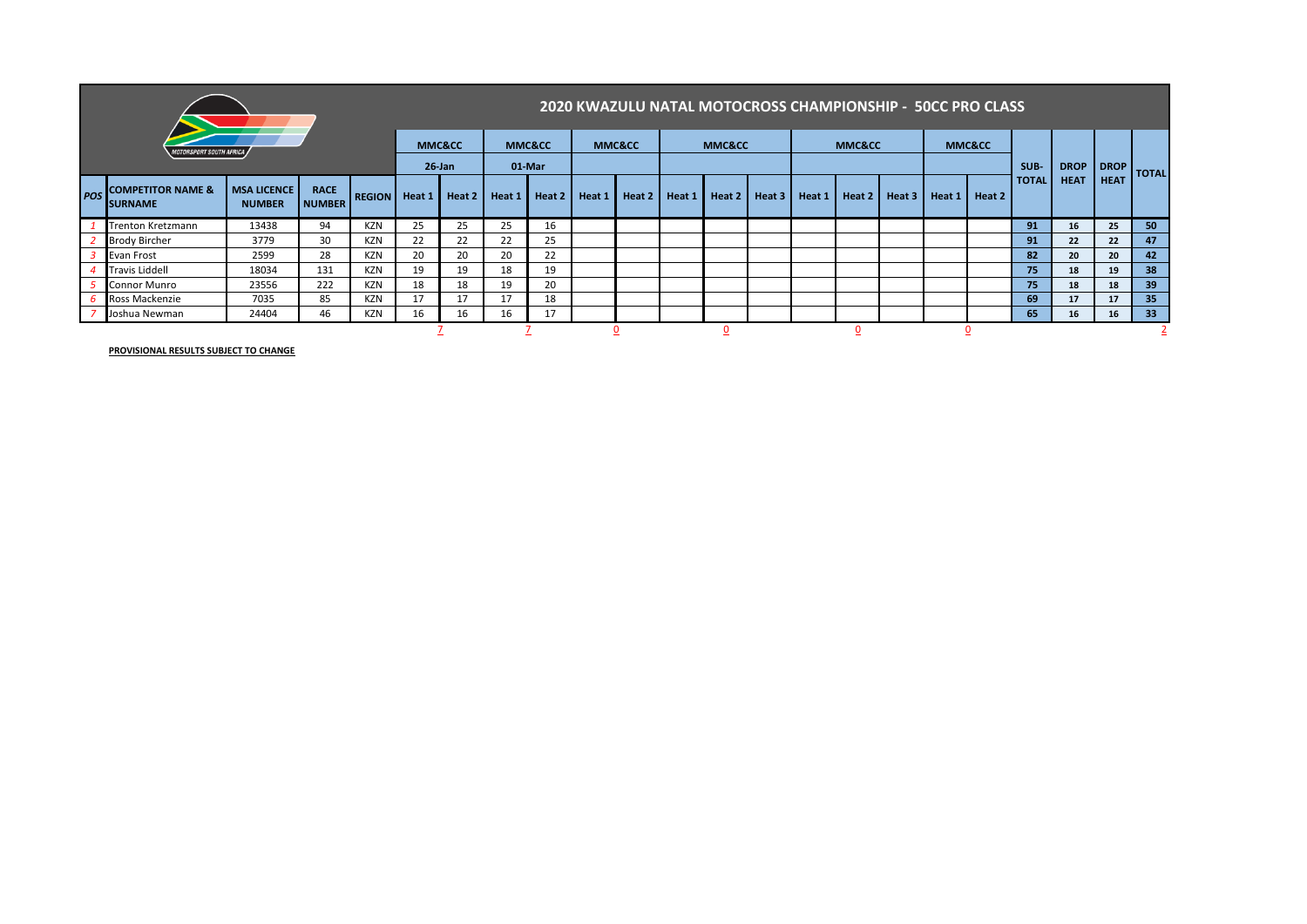# 2020 KWAZULU NATAL MOTOCROSS CHAMPIONSHIP - 50CC PRO CLASS

| POS | COMPETITOR NAME & SURNAME | MSA LICENCE NUMBER | RACE NUMBER | REGION | MMC&CC 26-Jan | | MMC&CC 01-Mar | | MMC&CC | | MMC&CC | | | MMC&CC | | | MMC&CC | | SUB-TOTAL | DROP HEAT | DROP HEAT | TOTAL |
|---|---|---|---|---|---|---|---|---|---|---|---|---|---|---|---|---|---|---|---|---|---|---|
| | | | | | Heat 1 | Heat 2 | Heat 1 | Heat 2 | Heat 1 | Heat 2 | Heat 1 | Heat 2 | Heat 3 | Heat 1 | Heat 2 | Heat 3 | Heat 1 | Heat 2 | | | | |
| *1* | Trenton Kretzmann | 13438 | 94 | KZN | 25 | 25 | 25 | 16 | | | | | | | | | | | **91** | **16** | **25** | **50** |
| *2* | Brody Bircher | 3779 | 30 | KZN | 22 | 22 | 22 | 25 | | | | | | | | | | | **91** | **22** | **22** | **47** |
| *3* | Evan Frost | 2599 | 28 | KZN | 20 | 20 | 20 | 22 | | | | | | | | | | | **82** | **20** | **20** | **42** |
| *4* | Travis Liddell | 18034 | 131 | KZN | 19 | 19 | 18 | 19 | | | | | | | | | | | **75** | **18** | **19** | **38** |
| *5* | Connor Munro | 23556 | 222 | KZN | 18 | 18 | 19 | 20 | | | | | | | | | | | **75** | **18** | **18** | **39** |
| *6* | Ross Mackenzie | 7035 | 85 | KZN | 17 | 17 | 17 | 18 | | | | | | | | | | | **69** | **17** | **17** | **35** |
| *7* | Joshua Newman | 24404 | 46 | KZN | 16 | 16 | 16 | 17 | | | | | | | | | | | **65** | **16** | **16** | **33** |
| | | | | | | 7 | | 7 | | 0 | | 0 | | | 0 | | | 0 | | | | 2 |

**PROVISIONAL RESULTS SUBJECT TO CHANGE**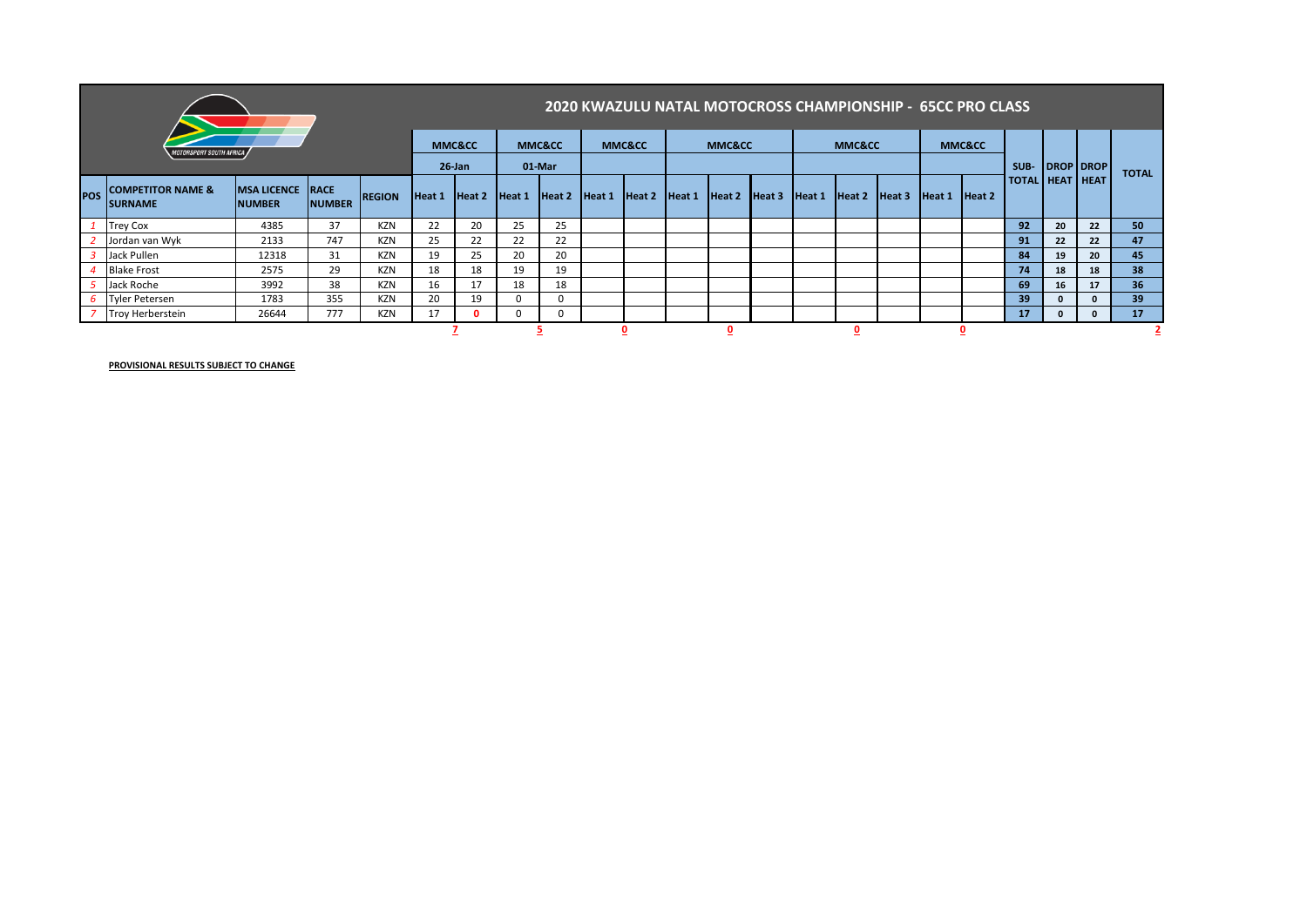# 2020 KWAZULU NATAL MOTOCROSS CHAMPIONSHIP - 65CC PRO CLASS

| POS | COMPETITOR NAME & SURNAME | MSA LICENCE NUMBER | RACE NUMBER | REGION | MMC&CC 26-Jan | | MMC&CC 01-Mar | | MMC&CC | | MMC&CC | | | MMC&CC | | | MMC&CC | | SUB-TOTAL | DROP HEAT | DROP HEAT | TOTAL |
|---|---|---|---|---|---|---|---|---|---|---|---|---|---|---|---|---|---|---|---|---|---|---|
| | | | | | Heat 1 | Heat 2 | Heat 1 | Heat 2 | Heat 1 | Heat 2 | Heat 1 | Heat 2 | Heat 3 | Heat 1 | Heat 2 | Heat 3 | Heat 1 | Heat 2 | | | | |
| 1 | Trey Cox | 4385 | 37 | KZN | 22 | 20 | 25 | 25 | | | | | | | | | | | 92 | 20 | 22 | 50 |
| 2 | Jordan van Wyk | 2133 | 747 | KZN | 25 | 22 | 22 | 22 | | | | | | | | | | | 91 | 22 | 22 | 47 |
| 3 | Jack Pullen | 12318 | 31 | KZN | 19 | 25 | 20 | 20 | | | | | | | | | | | 84 | 19 | 20 | 45 |
| 4 | Blake Frost | 2575 | 29 | KZN | 18 | 18 | 19 | 19 | | | | | | | | | | | 74 | 18 | 18 | 38 |
| 5 | Jack Roche | 3992 | 38 | KZN | 16 | 17 | 18 | 18 | | | | | | | | | | | 69 | 16 | 17 | 36 |
| 6 | Tyler Petersen | 1783 | 355 | KZN | 20 | 19 | 0 | 0 | | | | | | | | | | | 39 | 0 | 0 | 39 |
| 7 | Troy Herberstein | 26644 | 777 | KZN | 17 | 0 | 0 | 0 | | | | | | | | | | | 17 | 0 | 0 | 17 |
| | | | | | | 7 | | 5 | | 0 | | 0 | | | 0 | | | 0 | | | | 2 |

**PROVISIONAL RESULTS SUBJECT TO CHANGE**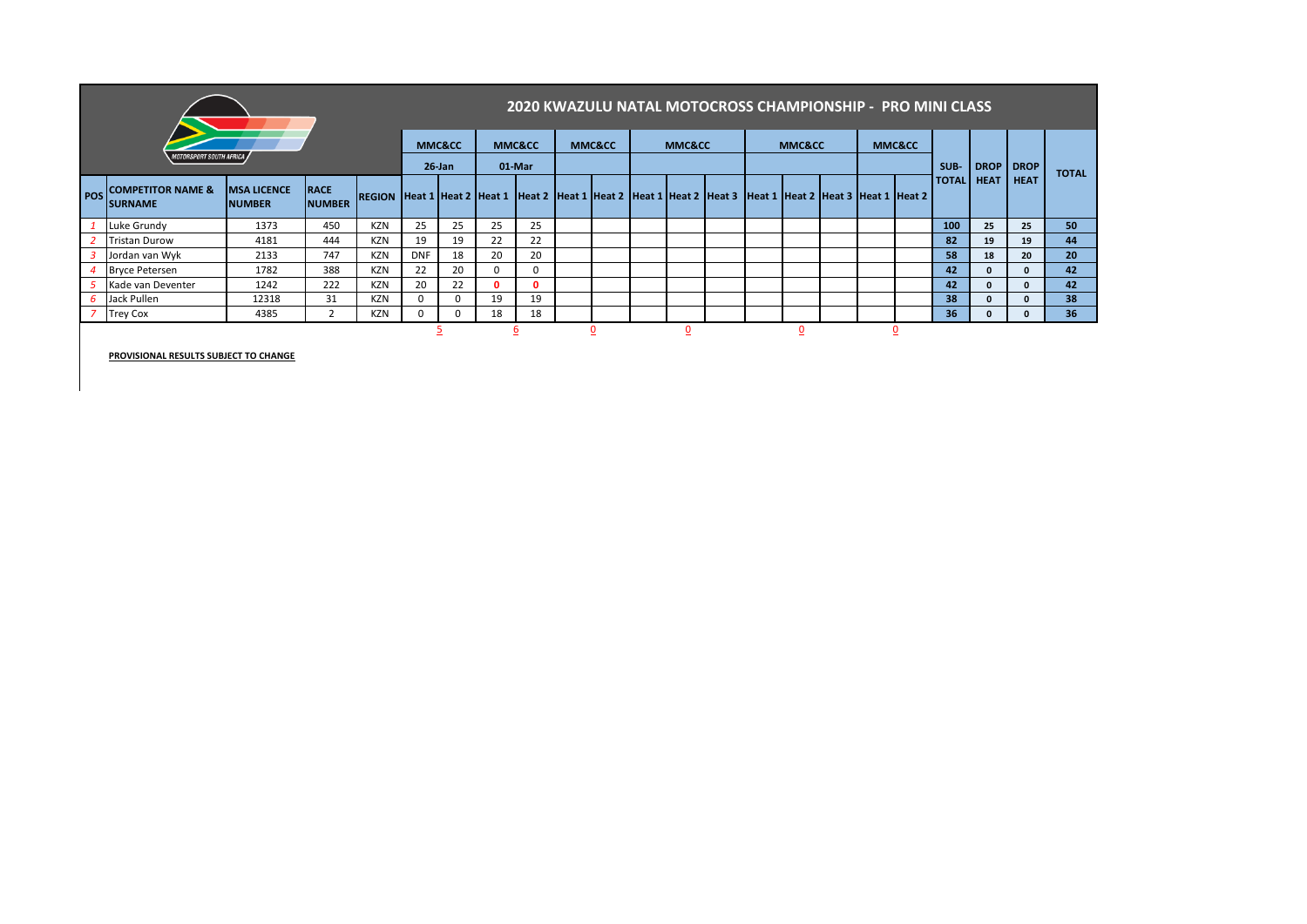## 2020 KWAZULU NATAL MOTOCROSS CHAMPIONSHIP - PRO MINI CLASS

MOTORSPORT SOUTH AFRICA

| POS | COMPETITOR NAME & SURNAME | MSA LICENCE NUMBER | RACE NUMBER | REGION | MMC&CC 26-Jan Heat 1 | Heat 2 | MMC&CC 01-Mar Heat 1 | Heat 2 | MMC&CC Heat 1 | Heat 2 | MMC&CC Heat 1 | Heat 2 | Heat 3 | MMC&CC Heat 1 | Heat 2 | Heat 3 | MMC&CC Heat 1 | Heat 2 | SUB-TOTAL | DROP HEAT | DROP HEAT | TOTAL |
|---|---|---|---|---|---|---|---|---|---|---|---|---|---|---|---|---|---|---|---|---|---|---|
| 1 | Luke Grundy | 1373 | 450 | KZN | 25 | 25 | 25 | 25 | | | | | | | | | | | **100** | **25** | **25** | **50** |
| 2 | Tristan Durow | 4181 | 444 | KZN | 19 | 19 | 22 | 22 | | | | | | | | | | | **82** | **19** | **19** | **44** |
| 3 | Jordan van Wyk | 2133 | 747 | KZN | DNF | 18 | 20 | 20 | | | | | | | | | | | **58** | **18** | **20** | **20** |
| 4 | Bryce Petersen | 1782 | 388 | KZN | 22 | 20 | 0 | 0 | | | | | | | | | | | **42** | **0** | **0** | **42** |
| 5 | Kade van Deventer | 1242 | 222 | KZN | 20 | 22 | **0** | **0** | | | | | | | | | | | **42** | **0** | **0** | **42** |
| 6 | Jack Pullen | 12318 | 31 | KZN | 0 | 0 | 19 | 19 | | | | | | | | | | | **38** | **0** | **0** | **38** |
| 7 | Trey Cox | 4385 | 2 | KZN | 0 | 0 | 18 | 18 | | | | | | | | | | | **36** | **0** | **0** | **36** |
| | | | | | | 5 | | 6 | | 0 | | 0 | | | 0 | | | 0 | | | | |

**PROVISIONAL RESULTS SUBJECT TO CHANGE**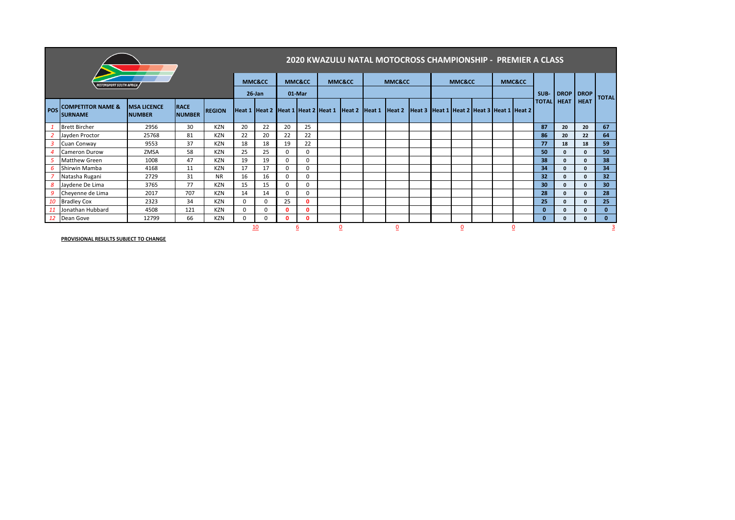# 2020 KWAZULU NATAL MOTOCROSS CHAMPIONSHIP - PREMIER A CLASS

| POS | COMPETITOR NAME & SURNAME | MSA LICENCE NUMBER | RACE NUMBER | REGION | MMC&CC 26-Jan Heat 1 | MMC&CC 26-Jan Heat 2 | MMC&CC 01-Mar Heat 1 | MMC&CC 01-Mar Heat 2 | MMC&CC Heat 1 | MMC&CC Heat 2 | MMC&CC Heat 1 | MMC&CC Heat 2 | MMC&CC Heat 3 | MMC&CC Heat 1 | MMC&CC Heat 2 | MMC&CC Heat 3 | MMC&CC Heat 1 | MMC&CC Heat 2 | SUB-TOTAL | DROP HEAT | DROP HEAT | TOTAL |
|---|---|---|---|---|---|---|---|---|---|---|---|---|---|---|---|---|---|---|---|---|---|---|
| 1 | Brett Bircher | 2956 | 30 | KZN | 20 | 22 | 20 | 25 | | | | | | | | | | | 87 | 20 | 20 | 67 |
| 2 | Jayden Proctor | 25768 | 81 | KZN | 22 | 20 | 22 | 22 | | | | | | | | | | | 86 | 20 | 22 | 64 |
| 3 | Cuan Conway | 9553 | 37 | KZN | 18 | 18 | 19 | 22 | | | | | | | | | | | 77 | 18 | 18 | 59 |
| 4 | Cameron Durow | ZMSA | 58 | KZN | 25 | 25 | 0 | 0 | | | | | | | | | | | 50 | 0 | 0 | 50 |
| 5 | Matthew Green | 1008 | 47 | KZN | 19 | 19 | 0 | 0 | | | | | | | | | | | 38 | 0 | 0 | 38 |
| 6 | Shirwin Mamba | 4168 | 11 | KZN | 17 | 17 | 0 | 0 | | | | | | | | | | | 34 | 0 | 0 | 34 |
| 7 | Natasha Rugani | 2729 | 31 | NR | 16 | 16 | 0 | 0 | | | | | | | | | | | 32 | 0 | 0 | 32 |
| 8 | Jaydene De Lima | 3765 | 77 | KZN | 15 | 15 | 0 | 0 | | | | | | | | | | | 30 | 0 | 0 | 30 |
| 9 | Cheyenne de Lima | 2017 | 707 | KZN | 14 | 14 | 0 | 0 | | | | | | | | | | | 28 | 0 | 0 | 28 |
| 10 | Bradley Cox | 2323 | 34 | KZN | 0 | 0 | 25 | 0 | | | | | | | | | | | 25 | 0 | 0 | 25 |
| 11 | Jonathan Hubbard | 4508 | 121 | KZN | 0 | 0 | 0 | 0 | | | | | | | | | | | 0 | 0 | 0 | 0 |
| 12 | Dean Gove | 12799 | 66 | KZN | 0 | 0 | 0 | 0 | | | | | | | | | | | 0 | 0 | 0 | 0 |
| | | | | | | 10 | | 6 | | 0 | | 0 | | | 0 | | | 0 | | | | 3 |

**PROVISIONAL RESULTS SUBJECT TO CHANGE**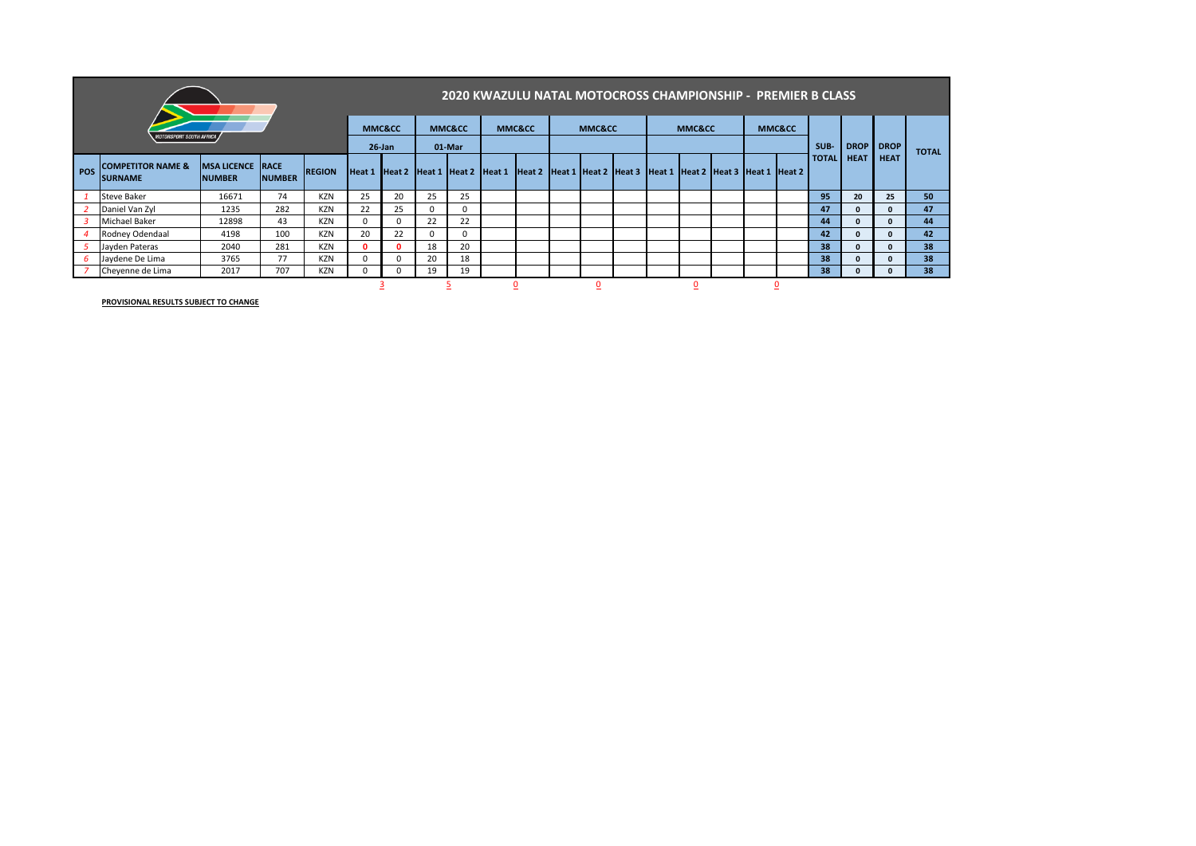# 2020 KWAZULU NATAL MOTOCROSS CHAMPIONSHIP - PREMIER B CLASS

MOTORSPORT SOUTH AFRICA

| POS | COMPETITOR NAME & SURNAME | MSA LICENCE NUMBER | RACE NUMBER | REGION | MMC&CC 26-Jan | | MMC&CC 01-Mar | | MMC&CC | | MMC&CC | | | MMC&CC | | | MMC&CC | | SUB-TOTAL | DROP HEAT | DROP HEAT | TOTAL |
|---|---|---|---|---|---|---|---|---|---|---|---|---|---|---|---|---|---|---|---|---|---|---|
| | | | | | Heat 1 | Heat 2 | Heat 1 | Heat 2 | Heat 1 | Heat 2 | Heat 1 | Heat 2 | Heat 3 | Heat 1 | Heat 2 | Heat 3 | Heat 1 | Heat 2 | | | | |
| 1 | Steve Baker | 16671 | 74 | KZN | 25 | 20 | 25 | 25 | | | | | | | | | | | 95 | 20 | 25 | 50 |
| 2 | Daniel Van Zyl | 1235 | 282 | KZN | 22 | 25 | 0 | 0 | | | | | | | | | | | 47 | 0 | 0 | 47 |
| 3 | Michael Baker | 12898 | 43 | KZN | 0 | 0 | 22 | 22 | | | | | | | | | | | 44 | 0 | 0 | 44 |
| 4 | Rodney Odendaal | 4198 | 100 | KZN | 20 | 22 | 0 | 0 | | | | | | | | | | | 42 | 0 | 0 | 42 |
| 5 | Jayden Pateras | 2040 | 281 | KZN | 0 | 0 | 18 | 20 | | | | | | | | | | | 38 | 0 | 0 | 38 |
| 6 | Jaydene De Lima | 3765 | 77 | KZN | 0 | 0 | 20 | 18 | | | | | | | | | | | 38 | 0 | 0 | 38 |
| 7 | Cheyenne de Lima | 2017 | 707 | KZN | 0 | 0 | 19 | 19 | | | | | | | | | | | 38 | 0 | 0 | 38 |
| | | | | | | 3 | | 5 | | 0 | | 0 | | | 0 | | | 0 | | | | |

**PROVISIONAL RESULTS SUBJECT TO CHANGE**